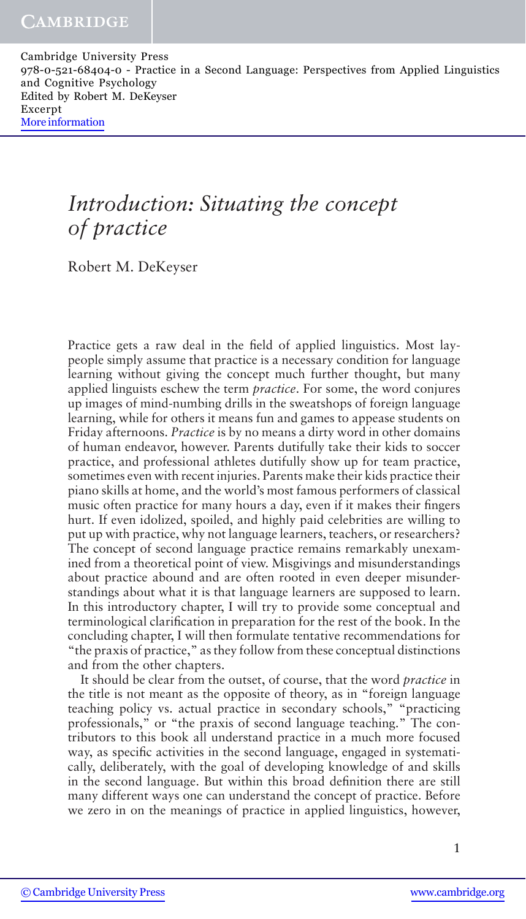# *Introduction: Situating the concept of practice*

Robert M. DeKeyser

Practice gets a raw deal in the field of applied linguistics. Most laypeople simply assume that practice is a necessary condition for language learning without giving the concept much further thought, but many applied linguists eschew the term *practice*. For some, the word conjures up images of mind-numbing drills in the sweatshops of foreign language learning, while for others it means fun and games to appease students on Friday afternoons. *Practice* is by no means a dirty word in other domains of human endeavor, however. Parents dutifully take their kids to soccer practice, and professional athletes dutifully show up for team practice, sometimes even with recent injuries. Parents make their kids practice their piano skills at home, and the world's most famous performers of classical music often practice for many hours a day, even if it makes their fingers hurt. If even idolized, spoiled, and highly paid celebrities are willing to put up with practice, why not language learners, teachers, or researchers? The concept of second language practice remains remarkably unexamined from a theoretical point of view. Misgivings and misunderstandings about practice abound and are often rooted in even deeper misunderstandings about what it is that language learners are supposed to learn. In this introductory chapter, I will try to provide some conceptual and terminological clarification in preparation for the rest of the book. In the concluding chapter, I will then formulate tentative recommendations for "the praxis of practice," as they follow from these conceptual distinctions and from the other chapters.

It should be clear from the outset, of course, that the word *practice* in the title is not meant as the opposite of theory, as in "foreign language teaching policy vs. actual practice in secondary schools," "practicing professionals," or "the praxis of second language teaching." The contributors to this book all understand practice in a much more focused way, as specific activities in the second language, engaged in systematically, deliberately, with the goal of developing knowledge of and skills in the second language. But within this broad definition there are still many different ways one can understand the concept of practice. Before we zero in on the meanings of practice in applied linguistics, however,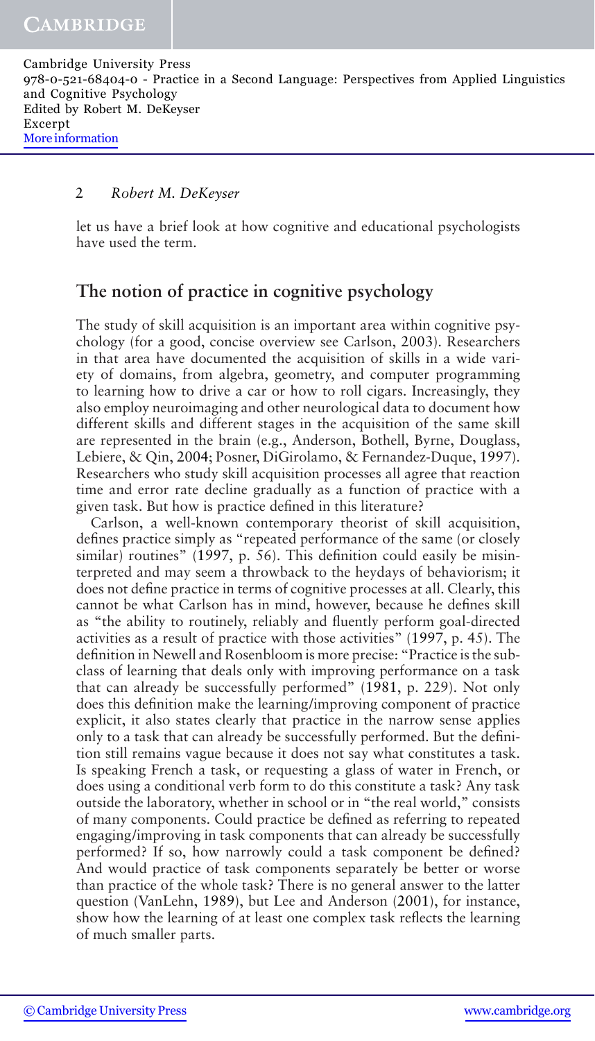let us have a brief look at how cognitive and educational psychologists have used the term.

## The notion of practice in cognitive psychology

The study of skill acquisition is an important area within cognitive psychology (for a good, concise overview see Carlson, 2003). Researchers in that area have documented the acquisition of skills in a wide variety of domains, from algebra, geometry, and computer programming to learning how to drive a car or how to roll cigars. Increasingly, they also employ neuroimaging and other neurological data to document how different skills and different stages in the acquisition of the same skill are represented in the brain (e.g., Anderson, Bothell, Byrne, Douglass, Lebiere, & Qin, 2004; Posner, DiGirolamo, & Fernandez-Duque, 1997). Researchers who study skill acquisition processes all agree that reaction time and error rate decline gradually as a function of practice with a given task. But how is practice defined in this literature?

Carlson, a well-known contemporary theorist of skill acquisition, defines practice simply as "repeated performance of the same (or closely similar) routines" (1997, p. 56). This definition could easily be misinterpreted and may seem a throwback to the heydays of behaviorism; it does not define practice in terms of cognitive processes at all. Clearly, this cannot be what Carlson has in mind, however, because he defines skill as "the ability to routinely, reliably and fluently perform goal-directed activities as a result of practice with those activities" (1997, p. 45). The definition in Newell and Rosenbloom is more precise: "Practice is the subclass of learning that deals only with improving performance on a task that can already be successfully performed" (1981, p. 229). Not only does this definition make the learning/improving component of practice explicit, it also states clearly that practice in the narrow sense applies only to a task that can already be successfully performed. But the definition still remains vague because it does not say what constitutes a task. Is speaking French a task, or requesting a glass of water in French, or does using a conditional verb form to do this constitute a task? Any task outside the laboratory, whether in school or in "the real world," consists of many components. Could practice be defined as referring to repeated engaging/improving in task components that can already be successfully performed? If so, how narrowly could a task component be defined? And would practice of task components separately be better or worse than practice of the whole task? There is no general answer to the latter question (VanLehn, 1989), but Lee and Anderson (2001), for instance, show how the learning of at least one complex task reflects the learning of much smaller parts.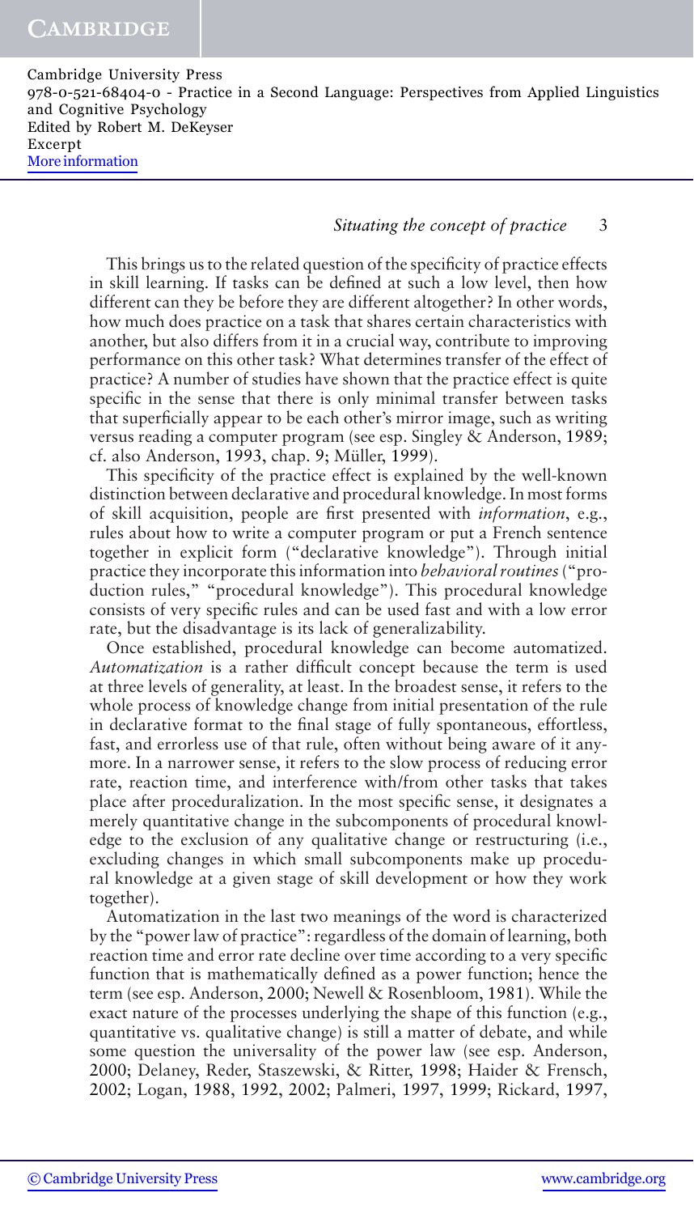This brings us to the related question of the specificity of practice effects in skill learning. If tasks can be defined at such a low level, then how different can they be before they are different altogether? In other words, how much does practice on a task that shares certain characteristics with another, but also differs from it in a crucial way, contribute to improving performance on this other task? What determines transfer of the effect of practice? A number of studies have shown that the practice effect is quite specific in the sense that there is only minimal transfer between tasks that superficially appear to be each other's mirror image, such as writing versus reading a computer program (see esp. Singley & Anderson, 1989; cf. also Anderson, 1993, chap. 9; Müller, 1999).

This specificity of the practice effect is explained by the well-known distinction between declarative and procedural knowledge. In most forms of skill acquisition, people are first presented with *information*, e.g., rules about how to write a computer program or put a French sentence together in explicit form ("declarative knowledge"). Through initial practice they incorporate this information into *behavioral routines* ("production rules," "procedural knowledge"). This procedural knowledge consists of very specific rules and can be used fast and with a low error rate, but the disadvantage is its lack of generalizability.

Once established, procedural knowledge can become automatized. *Automatization* is a rather difficult concept because the term is used at three levels of generality, at least. In the broadest sense, it refers to the whole process of knowledge change from initial presentation of the rule in declarative format to the final stage of fully spontaneous, effortless, fast, and errorless use of that rule, often without being aware of it anymore. In a narrower sense, it refers to the slow process of reducing error rate, reaction time, and interference with/from other tasks that takes place after proceduralization. In the most specific sense, it designates a merely quantitative change in the subcomponents of procedural knowledge to the exclusion of any qualitative change or restructuring (i.e., excluding changes in which small subcomponents make up procedural knowledge at a given stage of skill development or how they work together).

Automatization in the last two meanings of the word is characterized by the "power law of practice": regardless of the domain of learning, both reaction time and error rate decline over time according to a very specific function that is mathematically defined as a power function; hence the term (see esp. Anderson, 2000; Newell & Rosenbloom, 1981). While the exact nature of the processes underlying the shape of this function (e.g., quantitative vs. qualitative change) is still a matter of debate, and while some question the universality of the power law (see esp. Anderson, 2000; Delaney, Reder, Staszewski, & Ritter, 1998; Haider & Frensch, 2002; Logan, 1988, 1992, 2002; Palmeri, 1997, 1999; Rickard, 1997,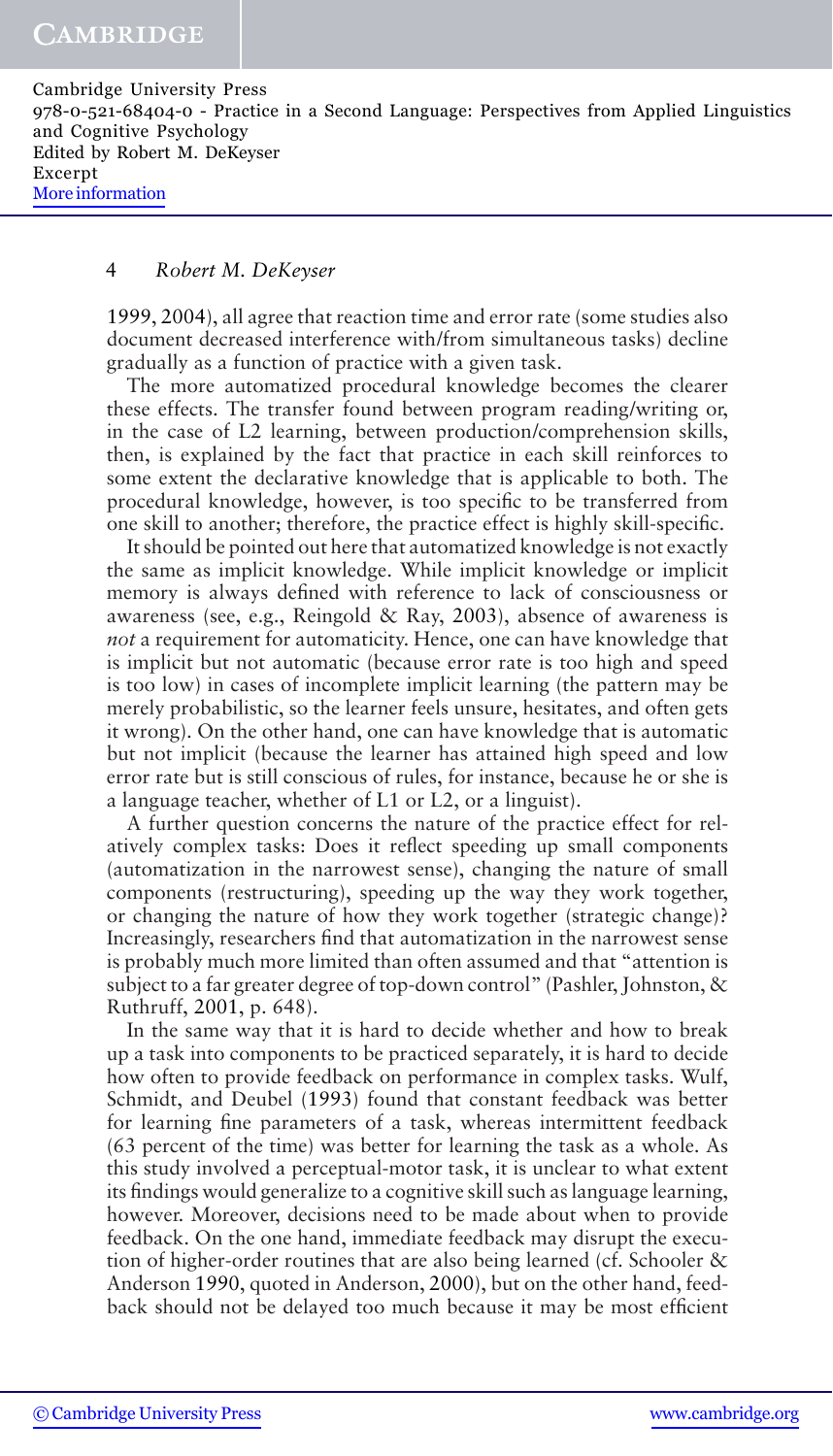1999, 2004), all agree that reaction time and error rate (some studies also document decreased interference with/from simultaneous tasks) decline gradually as a function of practice with a given task.

The more automatized procedural knowledge becomes the clearer these effects. The transfer found between program reading/writing or, in the case of L2 learning, between production/comprehension skills, then, is explained by the fact that practice in each skill reinforces to some extent the declarative knowledge that is applicable to both. The procedural knowledge, however, is too specific to be transferred from one skill to another; therefore, the practice effect is highly skill-specific.

It should be pointed out here that automatized knowledge is not exactly the same as implicit knowledge. While implicit knowledge or implicit memory is always defined with reference to lack of consciousness or awareness (see, e.g., Reingold & Ray, 2003), absence of awareness is *not* a requirement for automaticity. Hence, one can have knowledge that is implicit but not automatic (because error rate is too high and speed is too low) in cases of incomplete implicit learning (the pattern may be merely probabilistic, so the learner feels unsure, hesitates, and often gets it wrong). On the other hand, one can have knowledge that is automatic but not implicit (because the learner has attained high speed and low error rate but is still conscious of rules, for instance, because he or she is a language teacher, whether of L1 or L2, or a linguist).

A further question concerns the nature of the practice effect for relatively complex tasks: Does it reflect speeding up small components (automatization in the narrowest sense), changing the nature of small components (restructuring), speeding up the way they work together, or changing the nature of how they work together (strategic change)? Increasingly, researchers find that automatization in the narrowest sense is probably much more limited than often assumed and that "attention is subject to a far greater degree of top-down control" (Pashler, Johnston, & Ruthruff, 2001, p. 648).

In the same way that it is hard to decide whether and how to break up a task into components to be practiced separately, it is hard to decide how often to provide feedback on performance in complex tasks. Wulf, Schmidt, and Deubel (1993) found that constant feedback was better for learning fine parameters of a task, whereas intermittent feedback (63 percent of the time) was better for learning the task as a whole. As this study involved a perceptual-motor task, it is unclear to what extent its findings would generalize to a cognitive skill such as language learning, however. Moreover, decisions need to be made about when to provide feedback. On the one hand, immediate feedback may disrupt the execution of higher-order routines that are also being learned (cf. Schooler & Anderson 1990, quoted in Anderson, 2000), but on the other hand, feedback should not be delayed too much because it may be most efficient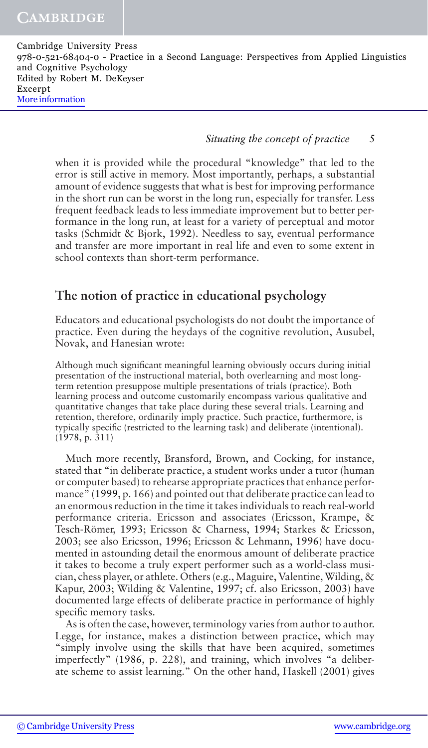when it is provided while the procedural "knowledge" that led to the error is still active in memory. Most importantly, perhaps, a substantial amount of evidence suggests that what is best for improving performance in the short run can be worst in the long run, especially for transfer. Less frequent feedback leads to less immediate improvement but to better performance in the long run, at least for a variety of perceptual and motor tasks (Schmidt & Bjork, 1992). Needless to say, eventual performance and transfer are more important in real life and even to some extent in school contexts than short-term performance.

## The notion of practice in educational psychology

Educators and educational psychologists do not doubt the importance of practice. Even during the heydays of the cognitive revolution, Ausubel, Novak, and Hanesian wrote:

> Although much significant meaningful learning obviously occurs during initial presentation of the instructional material, both overlearning and most long-term retention presuppose multiple presentations of trials (practice). Both learning process and outcome customarily encompass various qualitative and quantitative changes that take place during these several trials. Learning and retention, therefore, ordinarily imply practice. Such practice, furthermore, is typically specific (restricted to the learning task) and deliberate (intentional). (1978, p. 311)

Much more recently, Bransford, Brown, and Cocking, for instance, stated that "in deliberate practice, a student works under a tutor (human or computer based) to rehearse appropriate practices that enhance performance" (1999, p. 166) and pointed out that deliberate practice can lead to an enormous reduction in the time it takes individuals to reach real-world performance criteria. Ericsson and associates (Ericsson, Krampe, & Tesch-Römer, 1993; Ericsson & Charness, 1994; Starkes & Ericsson, 2003; see also Ericsson, 1996; Ericsson & Lehmann, 1996) have documented in astounding detail the enormous amount of deliberate practice it takes to become a truly expert performer such as a world-class musician, chess player, or athlete. Others (e.g., Maguire, Valentine, Wilding, & Kapur, 2003; Wilding & Valentine, 1997; cf. also Ericsson, 2003) have documented large effects of deliberate practice in performance of highly specific memory tasks.

As is often the case, however, terminology varies from author to author. Legge, for instance, makes a distinction between practice, which may "simply involve using the skills that have been acquired, sometimes imperfectly" (1986, p. 228), and training, which involves "a deliberate scheme to assist learning." On the other hand, Haskell (2001) gives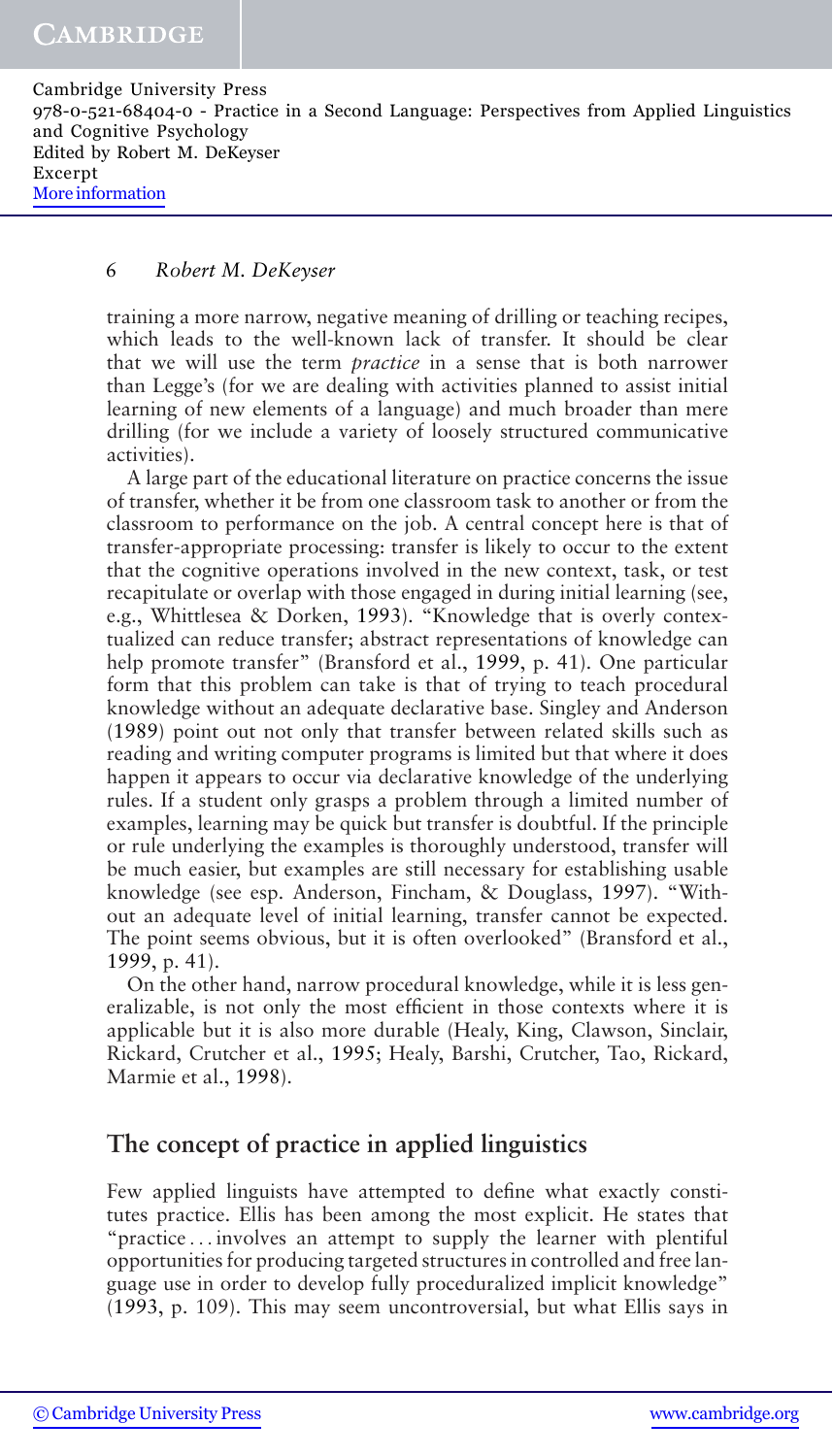training a more narrow, negative meaning of drilling or teaching recipes, which leads to the well-known lack of transfer. It should be clear that we will use the term *practice* in a sense that is both narrower than Legge's (for we are dealing with activities planned to assist initial learning of new elements of a language) and much broader than mere drilling (for we include a variety of loosely structured communicative activities).

A large part of the educational literature on practice concerns the issue of transfer, whether it be from one classroom task to another or from the classroom to performance on the job. A central concept here is that of transfer-appropriate processing: transfer is likely to occur to the extent that the cognitive operations involved in the new context, task, or test recapitulate or overlap with those engaged in during initial learning (see, e.g., Whittlesea & Dorken, 1993). "Knowledge that is overly contextualized can reduce transfer; abstract representations of knowledge can help promote transfer" (Bransford et al., 1999, p. 41). One particular form that this problem can take is that of trying to teach procedural knowledge without an adequate declarative base. Singley and Anderson (1989) point out not only that transfer between related skills such as reading and writing computer programs is limited but that where it does happen it appears to occur via declarative knowledge of the underlying rules. If a student only grasps a problem through a limited number of examples, learning may be quick but transfer is doubtful. If the principle or rule underlying the examples is thoroughly understood, transfer will be much easier, but examples are still necessary for establishing usable knowledge (see esp. Anderson, Fincham, & Douglass, 1997). "Without an adequate level of initial learning, transfer cannot be expected. The point seems obvious, but it is often overlooked" (Bransford et al., 1999, p. 41).

On the other hand, narrow procedural knowledge, while it is less generalizable, is not only the most efficient in those contexts where it is applicable but it is also more durable (Healy, King, Clawson, Sinclair, Rickard, Crutcher et al., 1995; Healy, Barshi, Crutcher, Tao, Rickard, Marmie et al., 1998).

## The concept of practice in applied linguistics

Few applied linguists have attempted to define what exactly constitutes practice. Ellis has been among the most explicit. He states that "practice . . . involves an attempt to supply the learner with plentiful opportunities for producing targeted structures in controlled and free language use in order to develop fully proceduralized implicit knowledge" (1993, p. 109). This may seem uncontroversial, but what Ellis says in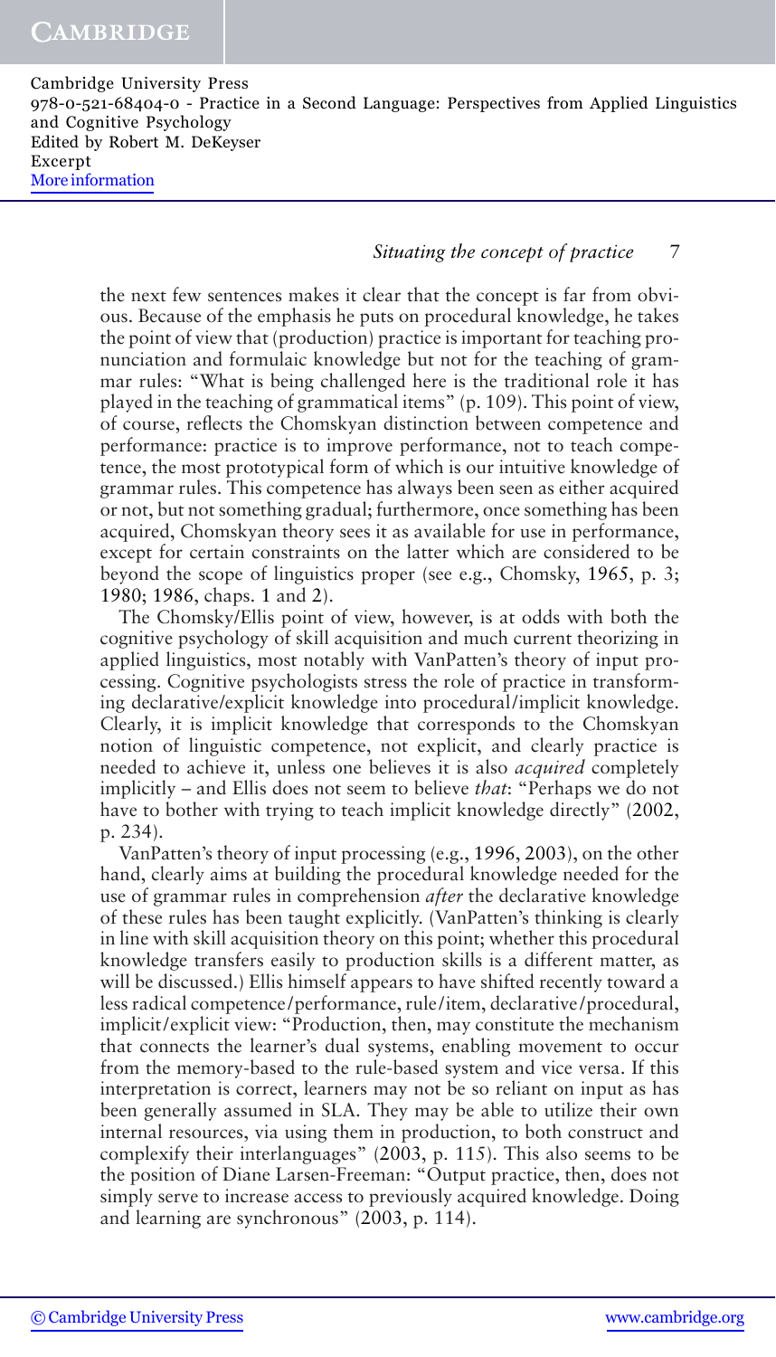the next few sentences makes it clear that the concept is far from obvious. Because of the emphasis he puts on procedural knowledge, he takes the point of view that (production) practice is important for teaching pronunciation and formulaic knowledge but not for the teaching of grammar rules: "What is being challenged here is the traditional role it has played in the teaching of grammatical items" (p. 109). This point of view, of course, reflects the Chomskyan distinction between competence and performance: practice is to improve performance, not to teach competence, the most prototypical form of which is our intuitive knowledge of grammar rules. This competence has always been seen as either acquired or not, but not something gradual; furthermore, once something has been acquired, Chomskyan theory sees it as available for use in performance, except for certain constraints on the latter which are considered to be beyond the scope of linguistics proper (see e.g., Chomsky, 1965, p. 3; 1980; 1986, chaps. 1 and 2).

The Chomsky/Ellis point of view, however, is at odds with both the cognitive psychology of skill acquisition and much current theorizing in applied linguistics, most notably with VanPatten's theory of input processing. Cognitive psychologists stress the role of practice in transforming declarative/explicit knowledge into procedural/implicit knowledge. Clearly, it is implicit knowledge that corresponds to the Chomskyan notion of linguistic competence, not explicit, and clearly practice is needed to achieve it, unless one believes it is also *acquired* completely implicitly – and Ellis does not seem to believe *that*: "Perhaps we do not have to bother with trying to teach implicit knowledge directly" (2002, p. 234).

VanPatten's theory of input processing (e.g., 1996, 2003), on the other hand, clearly aims at building the procedural knowledge needed for the use of grammar rules in comprehension *after* the declarative knowledge of these rules has been taught explicitly. (VanPatten's thinking is clearly in line with skill acquisition theory on this point; whether this procedural knowledge transfers easily to production skills is a different matter, as will be discussed.) Ellis himself appears to have shifted recently toward a less radical competence/performance, rule/item, declarative/procedural, implicit/explicit view: "Production, then, may constitute the mechanism that connects the learner's dual systems, enabling movement to occur from the memory-based to the rule-based system and vice versa. If this interpretation is correct, learners may not be so reliant on input as has been generally assumed in SLA. They may be able to utilize their own internal resources, via using them in production, to both construct and complexify their interlanguages" (2003, p. 115). This also seems to be the position of Diane Larsen-Freeman: "Output practice, then, does not simply serve to increase access to previously acquired knowledge. Doing and learning are synchronous" (2003, p. 114).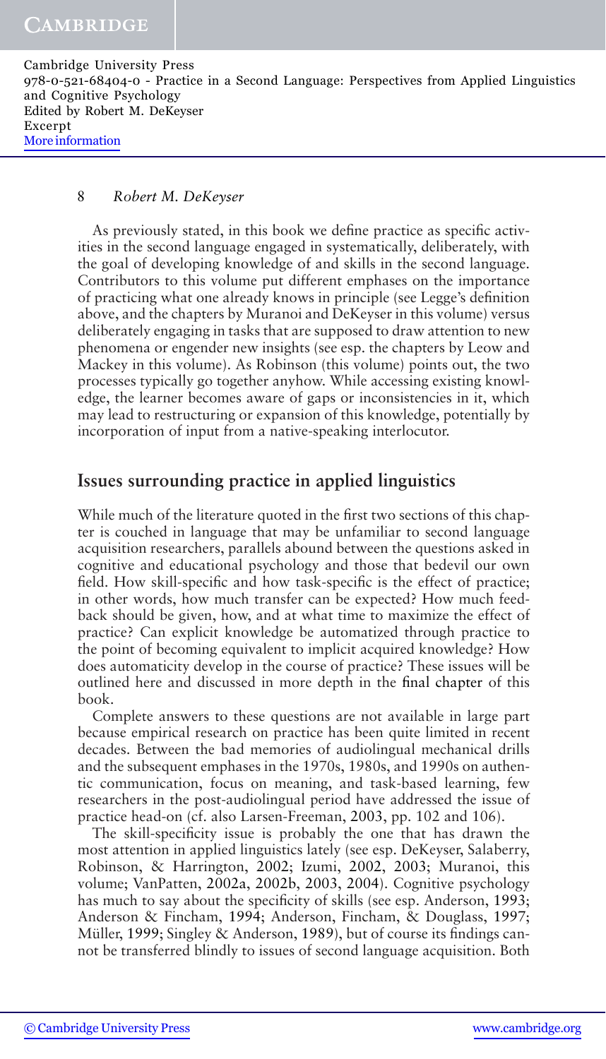As previously stated, in this book we define practice as specific activities in the second language engaged in systematically, deliberately, with the goal of developing knowledge of and skills in the second language. Contributors to this volume put different emphases on the importance of practicing what one already knows in principle (see Legge's definition above, and the chapters by Muranoi and DeKeyser in this volume) versus deliberately engaging in tasks that are supposed to draw attention to new phenomena or engender new insights (see esp. the chapters by Leow and Mackey in this volume). As Robinson (this volume) points out, the two processes typically go together anyhow. While accessing existing knowledge, the learner becomes aware of gaps or inconsistencies in it, which may lead to restructuring or expansion of this knowledge, potentially by incorporation of input from a native-speaking interlocutor.

## Issues surrounding practice in applied linguistics

While much of the literature quoted in the first two sections of this chapter is couched in language that may be unfamiliar to second language acquisition researchers, parallels abound between the questions asked in cognitive and educational psychology and those that bedevil our own field. How skill-specific and how task-specific is the effect of practice; in other words, how much transfer can be expected? How much feedback should be given, how, and at what time to maximize the effect of practice? Can explicit knowledge be automatized through practice to the point of becoming equivalent to implicit acquired knowledge? How does automaticity develop in the course of practice? These issues will be outlined here and discussed in more depth in the final chapter of this book.

Complete answers to these questions are not available in large part because empirical research on practice has been quite limited in recent decades. Between the bad memories of audiolingual mechanical drills and the subsequent emphases in the 1970s, 1980s, and 1990s on authentic communication, focus on meaning, and task-based learning, few researchers in the post-audiolingual period have addressed the issue of practice head-on (cf. also Larsen-Freeman, 2003, pp. 102 and 106).

The skill-specificity issue is probably the one that has drawn the most attention in applied linguistics lately (see esp. DeKeyser, Salaberry, Robinson, & Harrington, 2002; Izumi, 2002, 2003; Muranoi, this volume; VanPatten, 2002a, 2002b, 2003, 2004). Cognitive psychology has much to say about the specificity of skills (see esp. Anderson, 1993; Anderson & Fincham, 1994; Anderson, Fincham, & Douglass, 1997; Müller, 1999; Singley & Anderson, 1989), but of course its findings cannot be transferred blindly to issues of second language acquisition. Both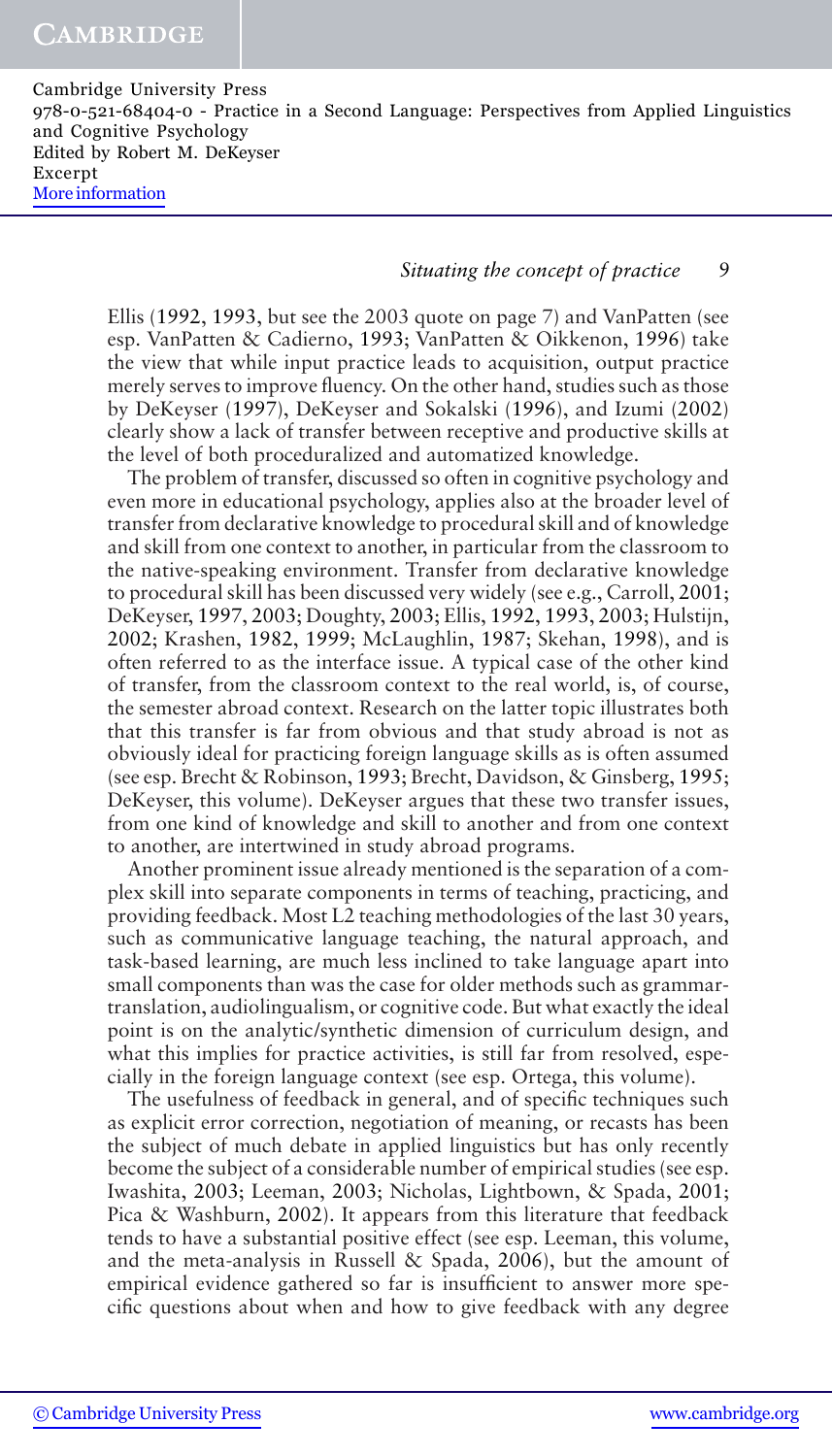Ellis (1992, 1993, but see the 2003 quote on page 7) and VanPatten (see esp. VanPatten & Cadierno, 1993; VanPatten & Oikkenon, 1996) take the view that while input practice leads to acquisition, output practice merely serves to improve fluency. On the other hand, studies such as those by DeKeyser (1997), DeKeyser and Sokalski (1996), and Izumi (2002) clearly show a lack of transfer between receptive and productive skills at the level of both proceduralized and automatized knowledge.

The problem of transfer, discussed so often in cognitive psychology and even more in educational psychology, applies also at the broader level of transfer from declarative knowledge to procedural skill and of knowledge and skill from one context to another, in particular from the classroom to the native-speaking environment. Transfer from declarative knowledge to procedural skill has been discussed very widely (see e.g., Carroll, 2001; DeKeyser, 1997, 2003; Doughty, 2003; Ellis, 1992, 1993, 2003; Hulstijn, 2002; Krashen, 1982, 1999; McLaughlin, 1987; Skehan, 1998), and is often referred to as the interface issue. A typical case of the other kind of transfer, from the classroom context to the real world, is, of course, the semester abroad context. Research on the latter topic illustrates both that this transfer is far from obvious and that study abroad is not as obviously ideal for practicing foreign language skills as is often assumed (see esp. Brecht & Robinson, 1993; Brecht, Davidson, & Ginsberg, 1995; DeKeyser, this volume). DeKeyser argues that these two transfer issues, from one kind of knowledge and skill to another and from one context to another, are intertwined in study abroad programs.

Another prominent issue already mentioned is the separation of a complex skill into separate components in terms of teaching, practicing, and providing feedback. Most L2 teaching methodologies of the last 30 years, such as communicative language teaching, the natural approach, and task-based learning, are much less inclined to take language apart into small components than was the case for older methods such as grammar-translation, audiolingualism, or cognitive code. But what exactly the ideal point is on the analytic/synthetic dimension of curriculum design, and what this implies for practice activities, is still far from resolved, especially in the foreign language context (see esp. Ortega, this volume).

The usefulness of feedback in general, and of specific techniques such as explicit error correction, negotiation of meaning, or recasts has been the subject of much debate in applied linguistics but has only recently become the subject of a considerable number of empirical studies (see esp. Iwashita, 2003; Leeman, 2003; Nicholas, Lightbown, & Spada, 2001; Pica & Washburn, 2002). It appears from this literature that feedback tends to have a substantial positive effect (see esp. Leeman, this volume, and the meta-analysis in Russell & Spada, 2006), but the amount of empirical evidence gathered so far is insufficient to answer more specific questions about when and how to give feedback with any degree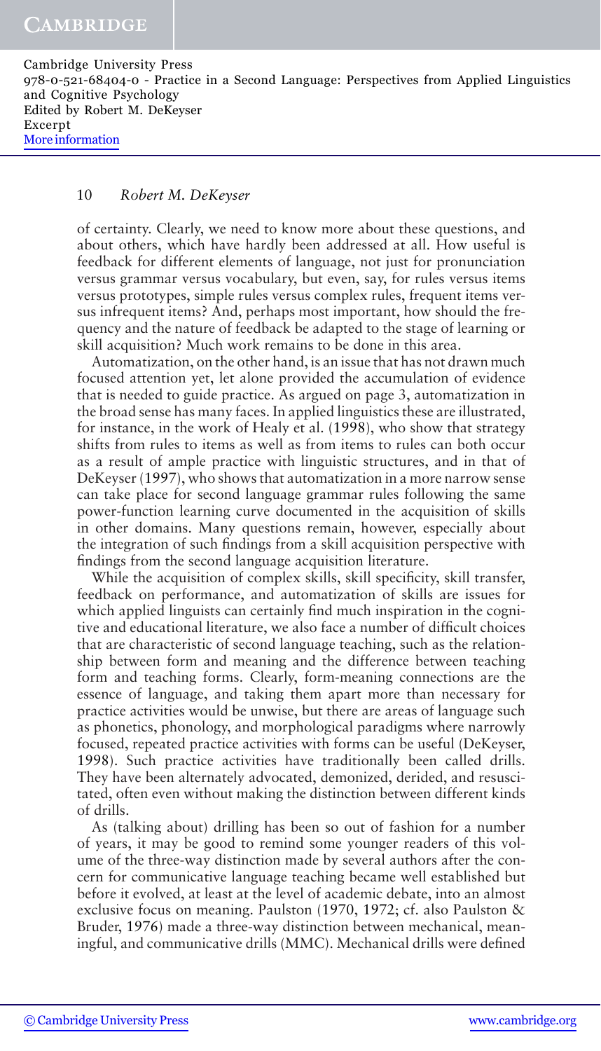of certainty. Clearly, we need to know more about these questions, and about others, which have hardly been addressed at all. How useful is feedback for different elements of language, not just for pronunciation versus grammar versus vocabulary, but even, say, for rules versus items versus prototypes, simple rules versus complex rules, frequent items versus infrequent items? And, perhaps most important, how should the frequency and the nature of feedback be adapted to the stage of learning or skill acquisition? Much work remains to be done in this area.

Automatization, on the other hand, is an issue that has not drawn much focused attention yet, let alone provided the accumulation of evidence that is needed to guide practice. As argued on page 3, automatization in the broad sense has many faces. In applied linguistics these are illustrated, for instance, in the work of Healy et al. (1998), who show that strategy shifts from rules to items as well as from items to rules can both occur as a result of ample practice with linguistic structures, and in that of DeKeyser (1997), who shows that automatization in a more narrow sense can take place for second language grammar rules following the same power-function learning curve documented in the acquisition of skills in other domains. Many questions remain, however, especially about the integration of such findings from a skill acquisition perspective with findings from the second language acquisition literature.

While the acquisition of complex skills, skill specificity, skill transfer, feedback on performance, and automatization of skills are issues for which applied linguists can certainly find much inspiration in the cognitive and educational literature, we also face a number of difficult choices that are characteristic of second language teaching, such as the relationship between form and meaning and the difference between teaching form and teaching forms. Clearly, form-meaning connections are the essence of language, and taking them apart more than necessary for practice activities would be unwise, but there are areas of language such as phonetics, phonology, and morphological paradigms where narrowly focused, repeated practice activities with forms can be useful (DeKeyser, 1998). Such practice activities have traditionally been called drills. They have been alternately advocated, demonized, derided, and resuscitated, often even without making the distinction between different kinds of drills.

As (talking about) drilling has been so out of fashion for a number of years, it may be good to remind some younger readers of this volume of the three-way distinction made by several authors after the concern for communicative language teaching became well established but before it evolved, at least at the level of academic debate, into an almost exclusive focus on meaning. Paulston (1970, 1972; cf. also Paulston & Bruder, 1976) made a three-way distinction between mechanical, meaningful, and communicative drills (MMC). Mechanical drills were defined